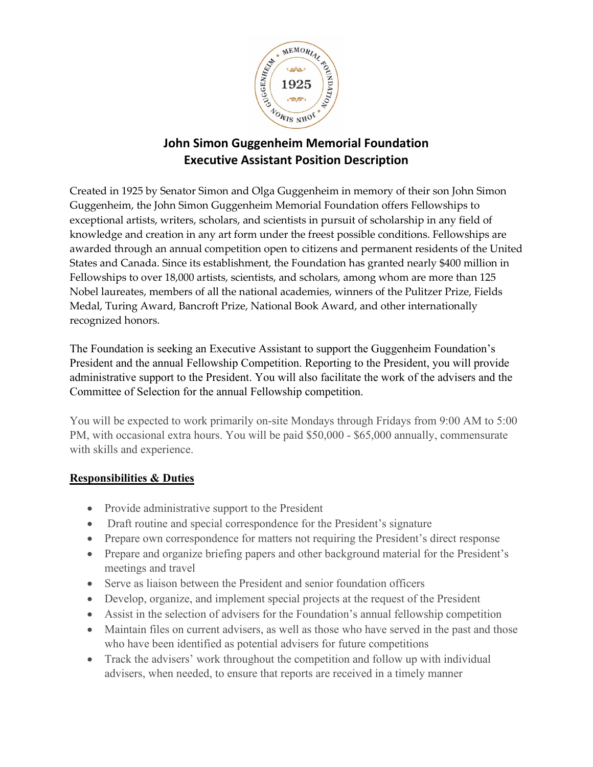# John Simon Guggenheim Memorial Foundation
## Executive Assistant Position Description

Created in 1925 by Senator Simon and Olga Guggenheim in memory of their son John Simon Guggenheim, the John Simon Guggenheim Memorial Foundation offers Fellowships to exceptional artists, writers, scholars, and scientists in pursuit of scholarship in any field of knowledge and creation in any art form under the freest possible conditions. Fellowships are awarded through an annual competition open to citizens and permanent residents of the United States and Canada. Since its establishment, the Foundation has granted nearly $400 million in Fellowships to over 18,000 artists, scientists, and scholars, among whom are more than 125 Nobel laureates, members of all the national academies, winners of the Pulitzer Prize, Fields Medal, Turing Award, Bancroft Prize, National Book Award, and other internationally recognized honors.

The Foundation is seeking an Executive Assistant to support the Guggenheim Foundation's President and the annual Fellowship Competition. Reporting to the President, you will provide administrative support to the President. You will also facilitate the work of the advisers and the Committee of Selection for the annual Fellowship competition.

You will be expected to work primarily on-site Mondays through Fridays from 9:00 AM to 5:00 PM, with occasional extra hours. You will be paid $50,000 - $65,000 annually, commensurate with skills and experience.

### Responsibilities & Duties

- Provide administrative support to the President
- Draft routine and special correspondence for the President's signature
- Prepare own correspondence for matters not requiring the President's direct response
- Prepare and organize briefing papers and other background material for the President's meetings and travel
- Serve as liaison between the President and senior foundation officers
- Develop, organize, and implement special projects at the request of the President
- Assist in the selection of advisers for the Foundation's annual fellowship competition
- Maintain files on current advisers, as well as those who have served in the past and those who have been identified as potential advisers for future competitions
- Track the advisers' work throughout the competition and follow up with individual advisers, when needed, to ensure that reports are received in a timely manner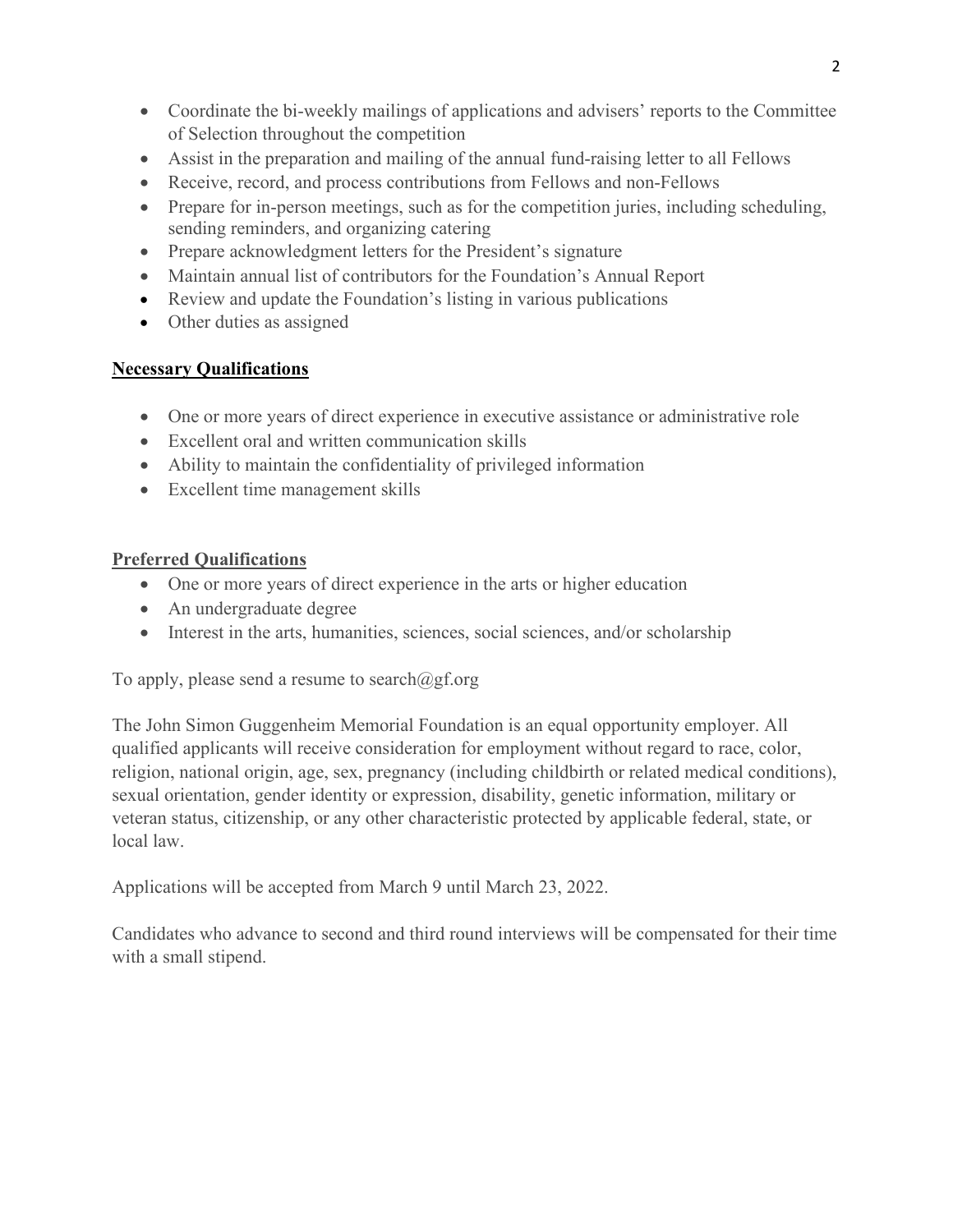- Coordinate the bi-weekly mailings of applications and advisers' reports to the Committee of Selection throughout the competition
- Assist in the preparation and mailing of the annual fund-raising letter to all Fellows
- Receive, record, and process contributions from Fellows and non-Fellows
- Prepare for in-person meetings, such as for the competition juries, including scheduling, sending reminders, and organizing catering
- Prepare acknowledgment letters for the President's signature
- Maintain annual list of contributors for the Foundation's Annual Report
- Review and update the Foundation's listing in various publications
- Other duties as assigned

**Necessary Qualifications**

- One or more years of direct experience in executive assistance or administrative role
- Excellent oral and written communication skills
- Ability to maintain the confidentiality of privileged information
- Excellent time management skills

**Preferred Qualifications**

- One or more years of direct experience in the arts or higher education
- An undergraduate degree
- Interest in the arts, humanities, sciences, social sciences, and/or scholarship

To apply, please send a resume to search@gf.org

The John Simon Guggenheim Memorial Foundation is an equal opportunity employer. All qualified applicants will receive consideration for employment without regard to race, color, religion, national origin, age, sex, pregnancy (including childbirth or related medical conditions), sexual orientation, gender identity or expression, disability, genetic information, military or veteran status, citizenship, or any other characteristic protected by applicable federal, state, or local law.

Applications will be accepted from March 9 until March 23, 2022.

Candidates who advance to second and third round interviews will be compensated for their time with a small stipend.